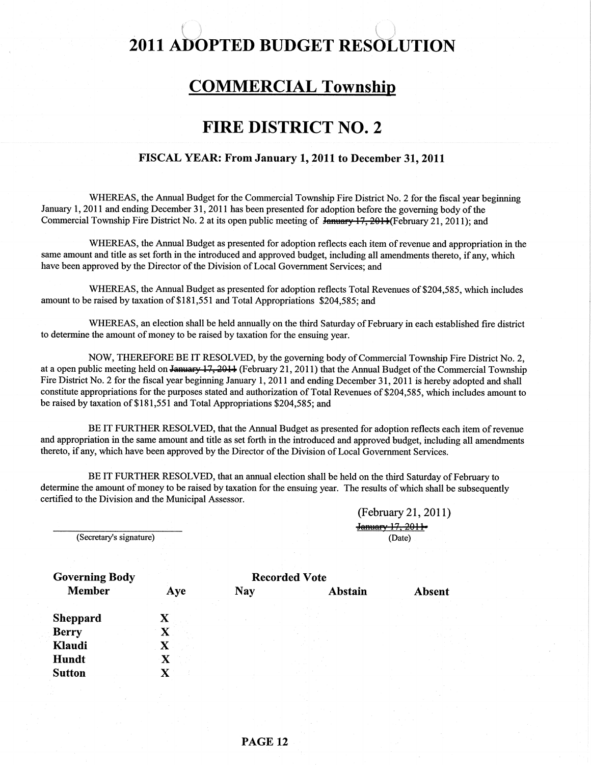# 2011 ADOPTED BUDGET RESOLUTION

## COMMERCIAL Township

## FIRE DISTRICT NO. 2

### FISCAL YEAR: From January 1, 2011 to December 31, 2011

WHEREAS, the Annual Budget for the Commercial Township Fire District No. 2 for the fiscal year beginning January 1, 2011 and ending December 31, 2011 has been presented for adoption before the governing body of the Commercial Township Fire District No. 2 at its open public meeting of ~~January 17, 2011~~(February 21, 2011); and

WHEREAS, the Annual Budget as presented for adoption reflects each item of revenue and appropriation in the same amount and title as set forth in the introduced and approved budget, including all amendments thereto, if any, which have been approved by the Director of the Division of Local Government Services; and

WHEREAS, the Annual Budget as presented for adoption reflects Total Revenues of $204,585, which includes amount to be raised by taxation of $181,551 and Total Appropriations $204,585; and

WHEREAS, an election shall be held annually on the third Saturday of February in each established fire district to determine the amount of money to be raised by taxation for the ensuing year.

NOW, THEREFORE BE IT RESOLVED, by the governing body of Commercial Township Fire District No. 2, at a open public meeting held on ~~January 17, 2011~~ (February 21, 2011) that the Annual Budget of the Commercial Township Fire District No. 2 for the fiscal year beginning January 1, 2011 and ending December 31, 2011 is hereby adopted and shall constitute appropriations for the purposes stated and authorization of Total Revenues of $204,585, which includes amount to be raised by taxation of $181,551 and Total Appropriations $204,585; and

BE IT FURTHER RESOLVED, that the Annual Budget as presented for adoption reflects each item of revenue and appropriation in the same amount and title as set forth in the introduced and approved budget, including all amendments thereto, if any, which have been approved by the Director of the Division of Local Government Services.

BE IT FURTHER RESOLVED, that an annual election shall be held on the third Saturday of February to determine the amount of money to be raised by taxation for the ensuing year. The results of which shall be subsequently certified to the Division and the Municipal Assessor.

(February 21, 2011)
~~January 17, 2011~~
(Date)

\_\_\_\_\_\_\_\_\_\_\_\_\_\_\_\_\_\_\_\_\_\_\_\_\_\_
(Secretary's signature)

| Governing Body Member | Aye | Recorded Vote Nay | Abstain | Absent |
|---|---|---|---|---|
| **Sheppard** | X | | | |
| **Berry** | X | | | |
| **Klaudi** | X | | | |
| **Hundt** | X | | | |
| **Sutton** | X | | | |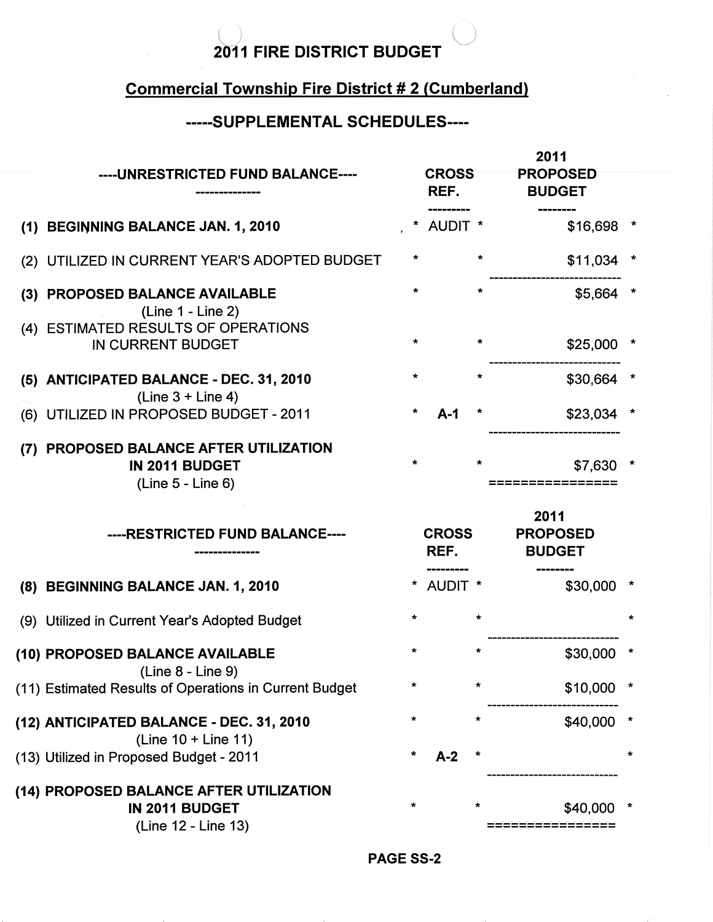# 2011 FIRE DISTRICT BUDGET

## Commercial Township Fire District # 2 (Cumberland)

## -----SUPPLEMENTAL SCHEDULES----

| ----UNRESTRICTED FUND BALANCE---- | CROSS REF. | 2011 PROPOSED BUDGET |
|---|---|---|
| **(1) BEGINNING BALANCE JAN. 1, 2010** | AUDIT | $16,698 |
| (2) UTILIZED IN CURRENT YEAR'S ADOPTED BUDGET | | $11,034 |
| **(3) PROPOSED BALANCE AVAILABLE** (Line 1 - Line 2) | | $5,664 |
| (4) ESTIMATED RESULTS OF OPERATIONS IN CURRENT BUDGET | | $25,000 |
| **(5) ANTICIPATED BALANCE - DEC. 31, 2010** (Line 3 + Line 4) | | $30,664 |
| (6) UTILIZED IN PROPOSED BUDGET - 2011 | **A-1** | $23,034 |
| **(7) PROPOSED BALANCE AFTER UTILIZATION IN 2011 BUDGET** (Line 5 - Line 6) | | $7,630 |

| ----RESTRICTED FUND BALANCE---- | CROSS REF. | 2011 PROPOSED BUDGET |
|---|---|---|
| **(8) BEGINNING BALANCE JAN. 1, 2010** | AUDIT | $30,000 |
| (9) Utilized in Current Year's Adopted Budget | | |
| **(10) PROPOSED BALANCE AVAILABLE** (Line 8 - Line 9) | | $30,000 |
| (11) Estimated Results of Operations in Current Budget | | $10,000 |
| **(12) ANTICIPATED BALANCE - DEC. 31, 2010** (Line 10 + Line 11) | | $40,000 |
| (13) Utilized in Proposed Budget - 2011 | **A-2** | |
| **(14) PROPOSED BALANCE AFTER UTILIZATION IN 2011 BUDGET** (Line 12 - Line 13) | | $40,000 |

**PAGE SS-2**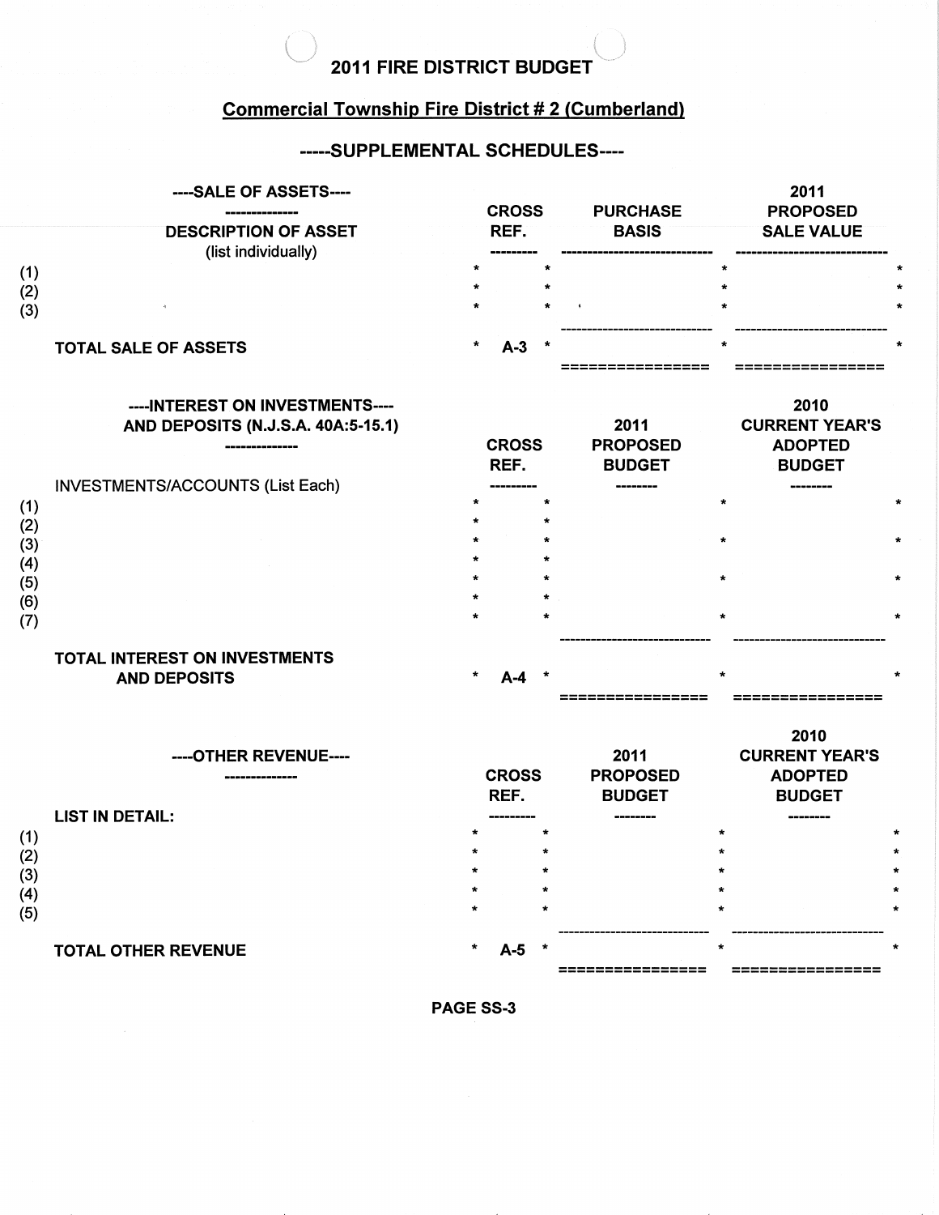# 2011 FIRE DISTRICT BUDGET

## Commercial Township Fire District # 2 (Cumberland)

### -----SUPPLEMENTAL SCHEDULES----

#### ----SALE OF ASSETS----

| DESCRIPTION OF ASSET (list individually) | CROSS REF. | PURCHASE BASIS | 2011 PROPOSED SALE VALUE |
|---|---|---|---|
| (1) | | | |
| (2) | | | |
| (3) | | | |
| TOTAL SALE OF ASSETS | A-3 | | |

#### ----INTEREST ON INVESTMENTS---- AND DEPOSITS (N.J.S.A. 40A:5-15.1)

| INVESTMENTS/ACCOUNTS (List Each) | CROSS REF. | 2011 PROPOSED BUDGET | 2010 CURRENT YEAR'S ADOPTED BUDGET |
|---|---|---|---|
| (1) | | | |
| (2) | | | |
| (3) | | | |
| (4) | | | |
| (5) | | | |
| (6) | | | |
| (7) | | | |
| TOTAL INTEREST ON INVESTMENTS AND DEPOSITS | A-4 | | |

#### ----OTHER REVENUE----

| LIST IN DETAIL: | CROSS REF. | 2011 PROPOSED BUDGET | 2010 CURRENT YEAR'S ADOPTED BUDGET |
|---|---|---|---|
| (1) | | | |
| (2) | | | |
| (3) | | | |
| (4) | | | |
| (5) | | | |
| TOTAL OTHER REVENUE | A-5 | | |

PAGE SS-3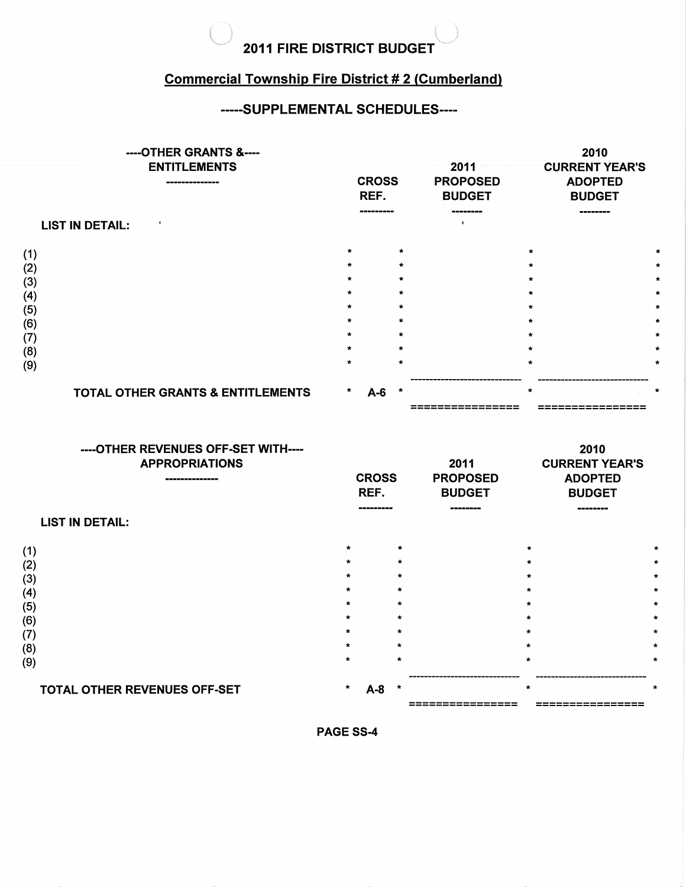# 2011 FIRE DISTRICT BUDGET

## Commercial Township Fire District # 2 (Cumberland)

### -----SUPPLEMENTAL SCHEDULES----

| ----OTHER GRANTS &---- ENTITLEMENTS | CROSS REF. | 2011 PROPOSED BUDGET | 2010 CURRENT YEAR'S ADOPTED BUDGET |
|---|---|---|---|
| **LIST IN DETAIL:** | | | |
| (1) | | | |
| (2) | | | |
| (3) | | | |
| (4) | | | |
| (5) | | | |
| (6) | | | |
| (7) | | | |
| (8) | | | |
| (9) | | | |
| **TOTAL OTHER GRANTS & ENTITLEMENTS** | A-6 | | |

| ----OTHER REVENUES OFF-SET WITH---- APPROPRIATIONS | CROSS REF. | 2011 PROPOSED BUDGET | 2010 CURRENT YEAR'S ADOPTED BUDGET |
|---|---|---|---|
| **LIST IN DETAIL:** | | | |
| (1) | | | |
| (2) | | | |
| (3) | | | |
| (4) | | | |
| (5) | | | |
| (6) | | | |
| (7) | | | |
| (8) | | | |
| (9) | | | |
| **TOTAL OTHER REVENUES OFF-SET** | A-8 | | |

PAGE SS-4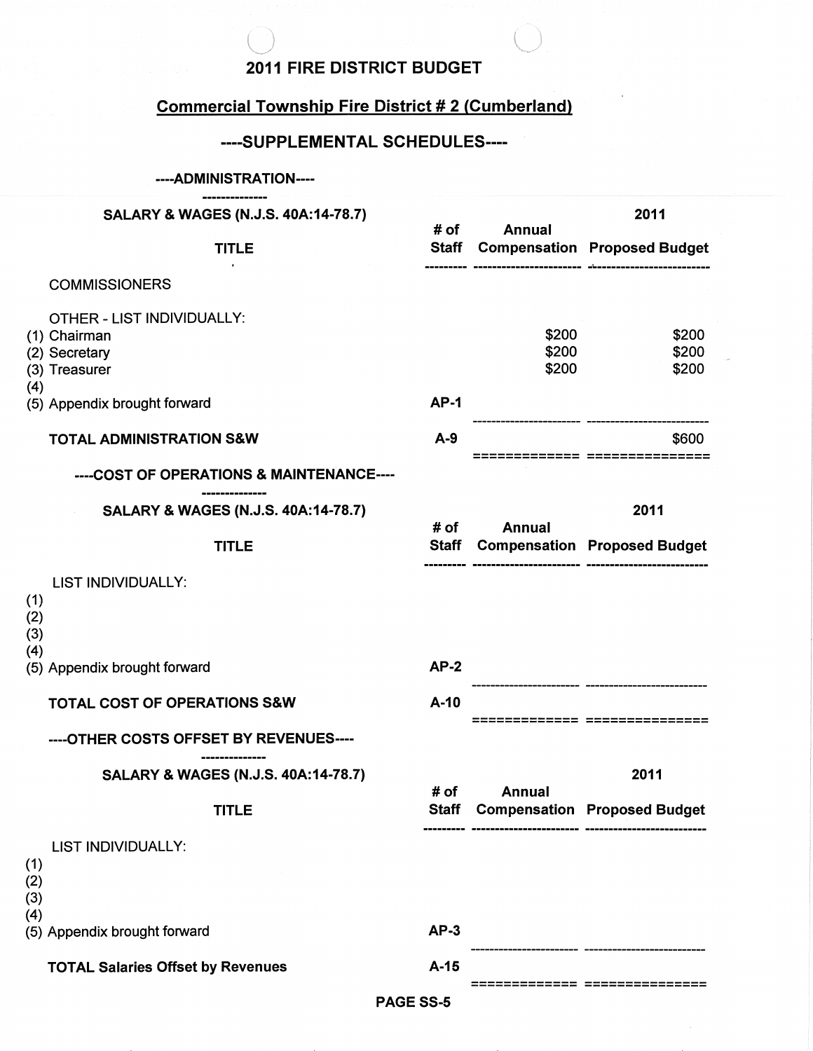# 2011 FIRE DISTRICT BUDGET

## Commercial Township Fire District # 2 (Cumberland)

### ----SUPPLEMENTAL SCHEDULES----

#### ----ADMINISTRATION----

| SALARY & WAGES (N.J.S. 40A:14-78.7) TITLE | # of Staff | Annual Compensation | 2011 Proposed Budget |
|---|---|---|---|
| COMMISSIONERS | | | |
| OTHER - LIST INDIVIDUALLY: | | | |
| (1) Chairman | | $200 | $200 |
| (2) Secretary | | $200 | $200 |
| (3) Treasurer | | $200 | $200 |
| (4) | | | |
| (5) Appendix brought forward | AP-1 | | |
| **TOTAL ADMINISTRATION S&W** | **A-9** | | $600 |

#### ----COST OF OPERATIONS & MAINTENANCE----

| SALARY & WAGES (N.J.S. 40A:14-78.7) TITLE | # of Staff | Annual Compensation | 2011 Proposed Budget |
|---|---|---|---|
| LIST INDIVIDUALLY: | | | |
| (1) | | | |
| (2) | | | |
| (3) | | | |
| (4) | | | |
| (5) Appendix brought forward | AP-2 | | |
| **TOTAL COST OF OPERATIONS S&W** | **A-10** | | |

#### ----OTHER COSTS OFFSET BY REVENUES----

| SALARY & WAGES (N.J.S. 40A:14-78.7) TITLE | # of Staff | Annual Compensation | 2011 Proposed Budget |
|---|---|---|---|
| LIST INDIVIDUALLY: | | | |
| (1) | | | |
| (2) | | | |
| (3) | | | |
| (4) | | | |
| (5) Appendix brought forward | AP-3 | | |
| **TOTAL Salaries Offset by Revenues** | **A-15** | | |

PAGE SS-5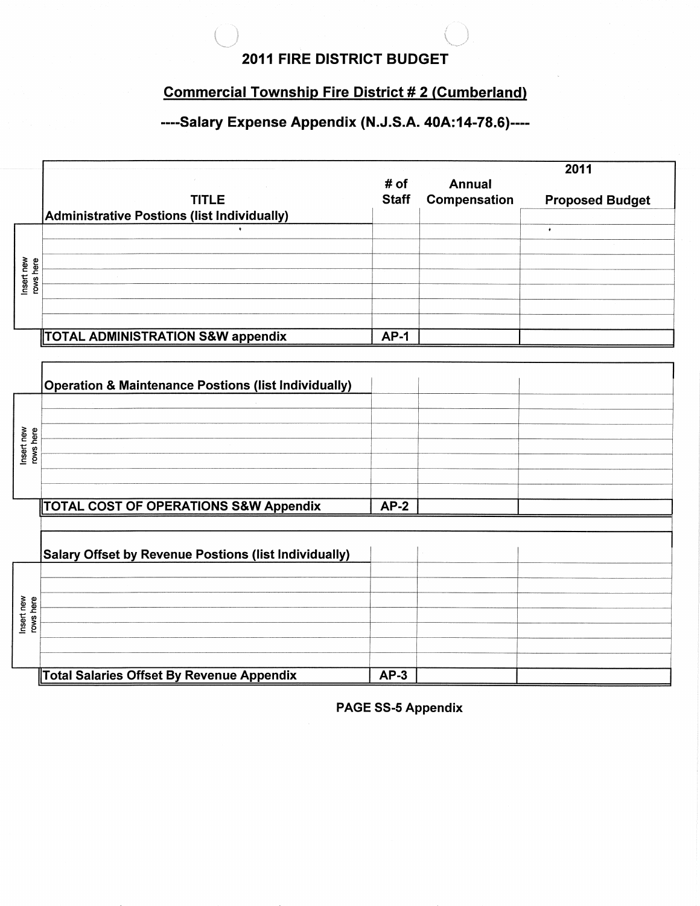# 2011 FIRE DISTRICT BUDGET

## Commercial Township Fire District # 2 (Cumberland)

### ----Salary Expense Appendix (N.J.S.A. 40A:14-78.6)----

| TITLE | # of Staff | Annual Compensation | 2011 Proposed Budget |
|---|---|---|---|
| **Administrative Postions (list Individually)** | | | |
| | | | |
| | | | |
| | | | |
| | | | |
| | | | |
| | | | |
| **TOTAL ADMINISTRATION S&W appendix** | **AP-1** | | |

| **Operation & Maintenance Postions (list Individually)** | | | |
|---|---|---|---|
| | | | |
| | | | |
| | | | |
| | | | |
| | | | |
| | | | |
| **TOTAL COST OF OPERATIONS S&W Appendix** | **AP-2** | | |

| **Salary Offset by Revenue Postions (list Individually)** | | | |
|---|---|---|---|
| | | | |
| | | | |
| | | | |
| | | | |
| | | | |
| | | | |
| **Total Salaries Offset By Revenue Appendix** | **AP-3** | | |

**PAGE SS-5 Appendix**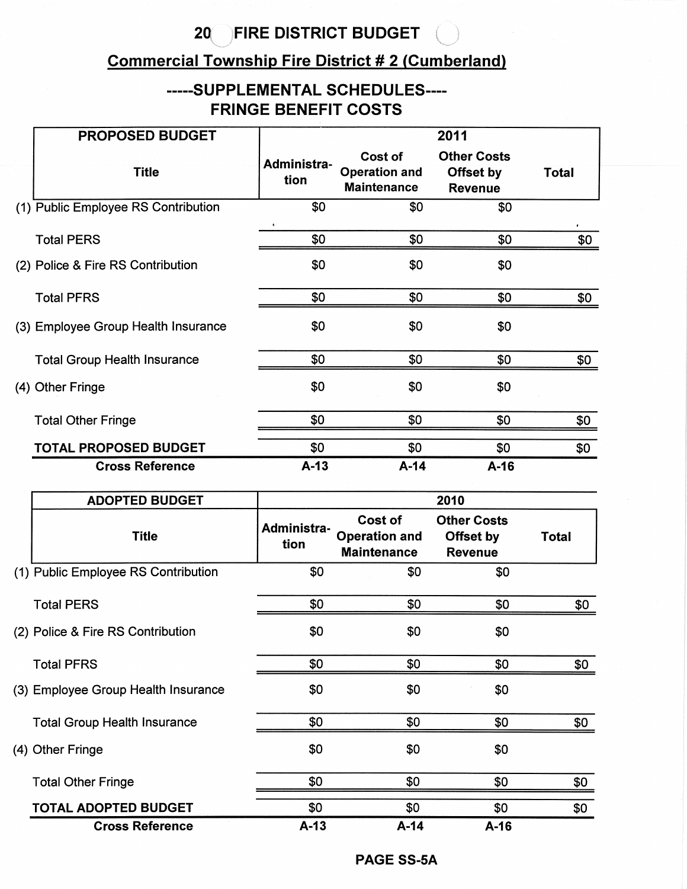# 20 FIRE DISTRICT BUDGET

## Commercial Township Fire District # 2 (Cumberland)

### -----SUPPLEMENTAL SCHEDULES----
### FRINGE BENEFIT COSTS

| PROPOSED BUDGET | 2011 | | | |
|---|---|---|---|---|
| Title | Administra-tion | Cost of Operation and Maintenance | Other Costs Offset by Revenue | Total |
| (1) Public Employee RS Contribution | $0 | $0 | $0 | |
| Total PERS | $0 | $0 | $0 | $0 |
| (2) Police & Fire RS Contribution | $0 | $0 | $0 | |
| Total PFRS | $0 | $0 | $0 | $0 |
| (3) Employee Group Health Insurance | $0 | $0 | $0 | |
| Total Group Health Insurance | $0 | $0 | $0 | $0 |
| (4) Other Fringe | $0 | $0 | $0 | |
| Total Other Fringe | $0 | $0 | $0 | $0 |
| **TOTAL PROPOSED BUDGET** | $0 | $0 | $0 | $0 |
| **Cross Reference** | **A-13** | **A-14** | **A-16** | |

| ADOPTED BUDGET | 2010 | | | |
|---|---|---|---|---|
| Title | Administra-tion | Cost of Operation and Maintenance | Other Costs Offset by Revenue | Total |
| (1) Public Employee RS Contribution | $0 | $0 | $0 | |
| Total PERS | $0 | $0 | $0 | $0 |
| (2) Police & Fire RS Contribution | $0 | $0 | $0 | |
| Total PFRS | $0 | $0 | $0 | $0 |
| (3) Employee Group Health Insurance | $0 | $0 | $0 | |
| Total Group Health Insurance | $0 | $0 | $0 | $0 |
| (4) Other Fringe | $0 | $0 | $0 | |
| Total Other Fringe | $0 | $0 | $0 | $0 |
| **TOTAL ADOPTED BUDGET** | $0 | $0 | $0 | $0 |
| **Cross Reference** | **A-13** | **A-14** | **A-16** | |

**PAGE SS-5A**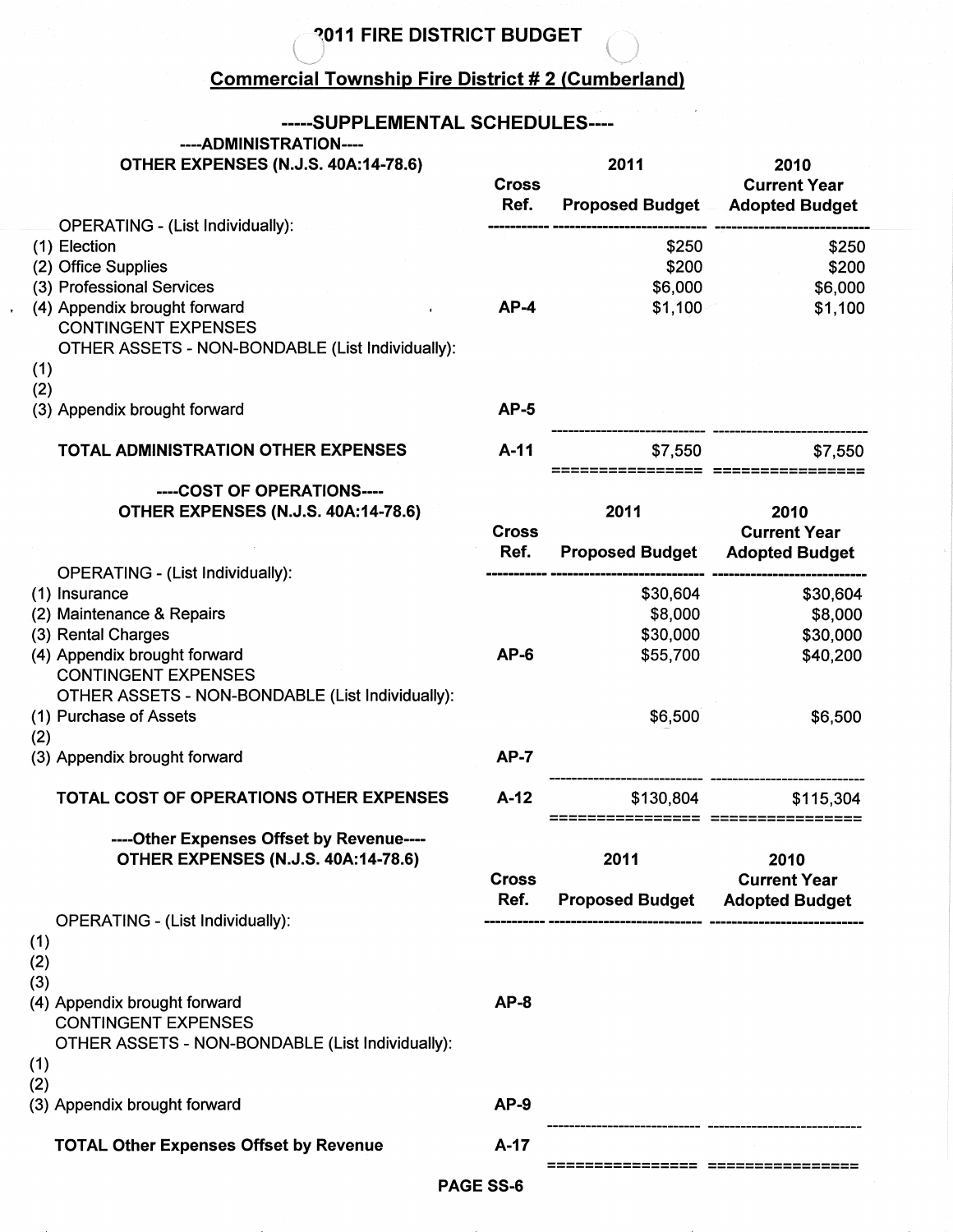# 2011 FIRE DISTRICT BUDGET

## Commercial Township Fire District # 2 (Cumberland)

### -----SUPPLEMENTAL SCHEDULES----

#### ----ADMINISTRATION----

| OTHER EXPENSES (N.J.S. 40A:14-78.6) | Cross Ref. | 2011 Proposed Budget | 2010 Current Year Adopted Budget |
|---|---|---|---|
| OPERATING - (List Individually): | | | |
| (1) Election | | $250 | $250 |
| (2) Office Supplies | | $200 | $200 |
| (3) Professional Services | | $6,000 | $6,000 |
| (4) Appendix brought forward | AP-4 | $1,100 | $1,100 |
| CONTINGENT EXPENSES | | | |
| OTHER ASSETS - NON-BONDABLE (List Individually): | | | |
| (1) | | | |
| (2) | | | |
| (3) Appendix brought forward | AP-5 | | |
| **TOTAL ADMINISTRATION OTHER EXPENSES** | A-11 | $7,550 | $7,550 |

#### ----COST OF OPERATIONS----

| OTHER EXPENSES (N.J.S. 40A:14-78.6) | Cross Ref. | 2011 Proposed Budget | 2010 Current Year Adopted Budget |
|---|---|---|---|
| OPERATING - (List Individually): | | | |
| (1) Insurance | | $30,604 | $30,604 |
| (2) Maintenance & Repairs | | $8,000 | $8,000 |
| (3) Rental Charges | | $30,000 | $30,000 |
| (4) Appendix brought forward | AP-6 | $55,700 | $40,200 |
| CONTINGENT EXPENSES | | | |
| OTHER ASSETS - NON-BONDABLE (List Individually): | | | |
| (1) Purchase of Assets | | $6,500 | $6,500 |
| (2) | | | |
| (3) Appendix brought forward | AP-7 | | |
| **TOTAL COST OF OPERATIONS OTHER EXPENSES** | A-12 | $130,804 | $115,304 |

#### ----Other Expenses Offset by Revenue----

| OTHER EXPENSES (N.J.S. 40A:14-78.6) | Cross Ref. | 2011 Proposed Budget | 2010 Current Year Adopted Budget |
|---|---|---|---|
| OPERATING - (List Individually): | | | |
| (1) | | | |
| (2) | | | |
| (3) | | | |
| (4) Appendix brought forward | AP-8 | | |
| CONTINGENT EXPENSES | | | |
| OTHER ASSETS - NON-BONDABLE (List Individually): | | | |
| (1) | | | |
| (2) | | | |
| (3) Appendix brought forward | AP-9 | | |
| **TOTAL Other Expenses Offset by Revenue** | A-17 | | |

PAGE SS-6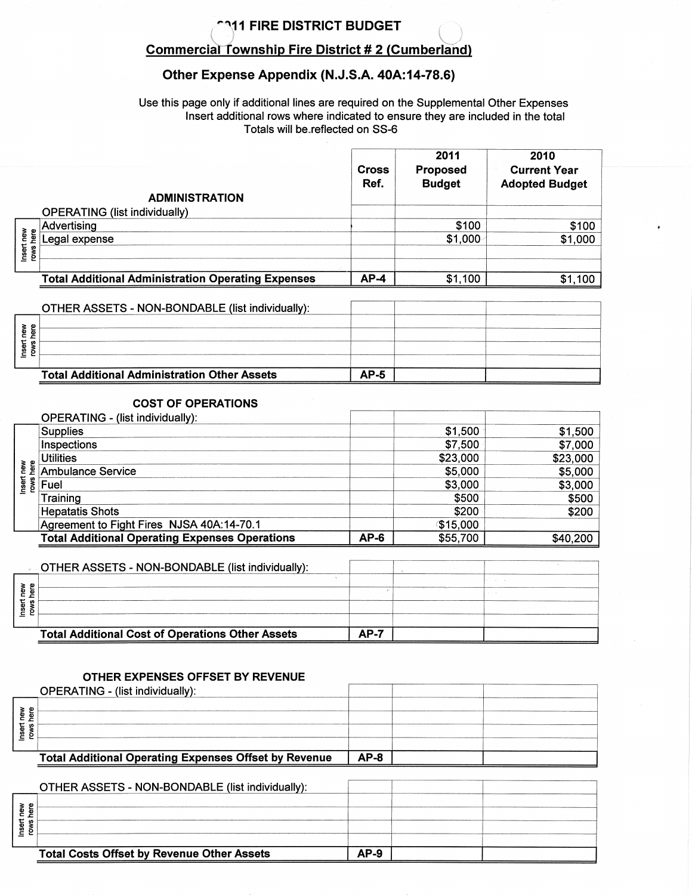# 2011 FIRE DISTRICT BUDGET

## Commercial Township Fire District # 2 (Cumberland)

## Other Expense Appendix (N.J.S.A. 40A:14-78.6)

Use this page only if additional lines are required on the Supplemental Other Expenses
Insert additional rows where indicated to ensure they are included in the total
Totals will be reflected on SS-6

| | Cross Ref. | 2011 Proposed Budget | 2010 Current Year Adopted Budget |
|---|---|---|---|
| **ADMINISTRATION** | | | |
| OPERATING (list individually) | | | |
| Advertising | | $100 | $100 |
| Legal expense | | $1,000 | $1,000 |
| | | | |
| **Total Additional Administration Operating Expenses** | **AP-4** | $1,100 | $1,100 |
| OTHER ASSETS - NON-BONDABLE (list individually): | | | |
| | | | |
| | | | |
| | | | |
| **Total Additional Administration Other Assets** | **AP-5** | | |
| **COST OF OPERATIONS** | | | |
| OPERATING - (list individually): | | | |
| Supplies | | $1,500 | $1,500 |
| Inspections | | $7,500 | $7,000 |
| Utilities | | $23,000 | $23,000 |
| Ambulance Service | | $5,000 | $5,000 |
| Fuel | | $3,000 | $3,000 |
| Training | | $500 | $500 |
| Hepatatis Shots | | $200 | $200 |
| Agreement to Fight Fires NJSA 40A:14-70.1 | | $15,000 | |
| **Total Additional Operating Expenses Operations** | **AP-6** | $55,700 | $40,200 |
| OTHER ASSETS - NON-BONDABLE (list individually): | | | |
| | | | |
| | | | |
| | | | |
| **Total Additional Cost of Operations Other Assets** | **AP-7** | | |
| **OTHER EXPENSES OFFSET BY REVENUE** | | | |
| OPERATING - (list individually): | | | |
| | | | |
| | | | |
| | | | |
| **Total Additional Operating Expenses Offset by Revenue** | **AP-8** | | |
| OTHER ASSETS - NON-BONDABLE (list individually): | | | |
| | | | |
| | | | |
| | | | |
| **Total Costs Offset by Revenue Other Assets** | **AP-9** | | |